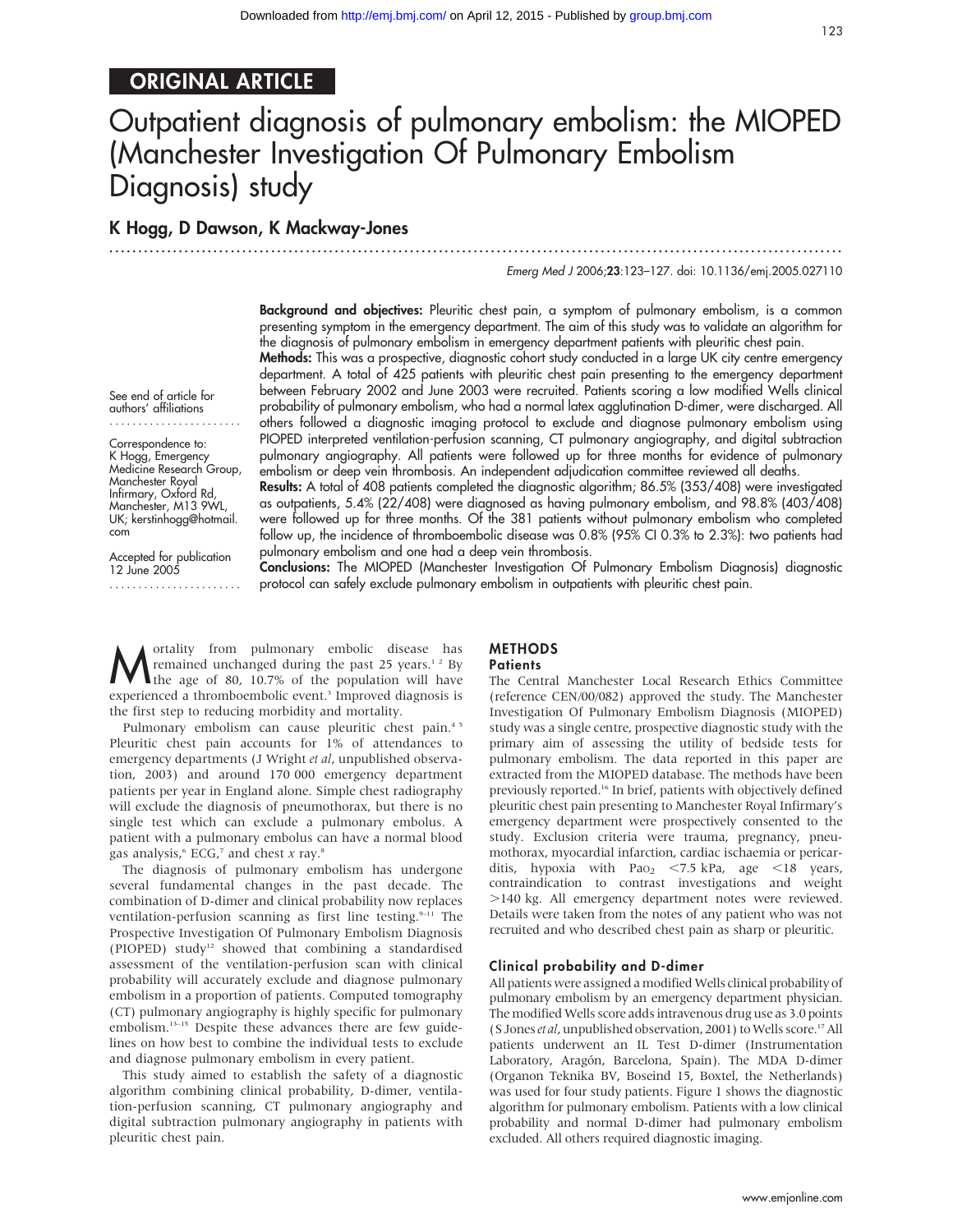## ORIGINAL ARTICLE

# Outpatient diagnosis of pulmonary embolism: the MIOPED (Manchester Investigation Of Pulmonary Embolism Diagnosis) study

**K Hogg, D Dawson, K Mackway-Jones**

See end of article for authors' affiliations

Correspondence to: K Hogg, Emergency Medicine Research Group, Manchester Royal Infirmary, Oxford Rd, Manchester, M13 9WL, UK; kerstinhogg@hotmail.com

Accepted for publication 12 June 2005

**Background and objectives:** Pleuritic chest pain, a symptom of pulmonary embolism, is a common presenting symptom in the emergency department. The aim of this study was to validate an algorithm for the diagnosis of pulmonary embolism in emergency department patients with pleuritic chest pain.

**Methods:** This was a prospective, diagnostic cohort study conducted in a large UK city centre emergency department. A total of 425 patients with pleuritic chest pain presenting to the emergency department between February 2002 and June 2003 were recruited. Patients scoring a low modified Wells clinical probability of pulmonary embolism, who had a normal latex agglutination D-dimer, were discharged. All others followed a diagnostic imaging protocol to exclude and diagnose pulmonary embolism using PIOPED interpreted ventilation-perfusion scanning, CT pulmonary angiography, and digital subtraction pulmonary angiography. All patients were followed up for three months for evidence of pulmonary embolism or deep vein thrombosis. An independent adjudication committee reviewed all deaths.

**Results:** A total of 408 patients completed the diagnostic algorithm; 86.5% (353/408) were investigated as outpatients, 5.4% (22/408) were diagnosed as having pulmonary embolism, and 98.8% (403/408) were followed up for three months. Of the 381 patients without pulmonary embolism who completed follow up, the incidence of thromboembolic disease was 0.8% (95% CI 0.3% to 2.3%): two patients had pulmonary embolism and one had a deep vein thrombosis.

**Conclusions:** The MIOPED (Manchester Investigation Of Pulmonary Embolism Diagnosis) diagnostic protocol can safely exclude pulmonary embolism in outpatients with pleuritic chest pain.

Mortality from pulmonary embolic disease has remained unchanged during the past 25 years.[1,2] By the age of 80, 10.7% of the population will have experienced a thromboembolic event.[3] Improved diagnosis is the first step to reducing morbidity and mortality.

Pulmonary embolism can cause pleuritic chest pain.[4,5] Pleuritic chest pain accounts for 1% of attendances to emergency departments (J Wright *et al*, unpublished observation, 2003) and around 170 000 emergency department patients per year in England alone. Simple chest radiography will exclude the diagnosis of pneumothorax, but there is no single test which can exclude a pulmonary embolus. A patient with a pulmonary embolus can have a normal blood gas analysis,[6] ECG,[7] and chest *x* ray.[8]

The diagnosis of pulmonary embolism has undergone several fundamental changes in the past decade. The combination of D-dimer and clinical probability now replaces ventilation-perfusion scanning as first line testing.[9–11] The Prospective Investigation Of Pulmonary Embolism Diagnosis (PIOPED) study[12] showed that combining a standardised assessment of the ventilation-perfusion scan with clinical probability will accurately exclude and diagnose pulmonary embolism in a proportion of patients. Computed tomography (CT) pulmonary angiography is highly specific for pulmonary embolism.[13–15] Despite these advances there are few guidelines on how best to combine the individual tests to exclude and diagnose pulmonary embolism in every patient.

This study aimed to establish the safety of a diagnostic algorithm combining clinical probability, D-dimer, ventilation-perfusion scanning, CT pulmonary angiography and digital subtraction pulmonary angiography in patients with pleuritic chest pain.

## METHODS

### Patients

The Central Manchester Local Research Ethics Committee (reference CEN/00/082) approved the study. The Manchester Investigation Of Pulmonary Embolism Diagnosis (MIOPED) study was a single centre, prospective diagnostic study with the primary aim of assessing the utility of bedside tests for pulmonary embolism. The data reported in this paper are extracted from the MIOPED database. The methods have been previously reported.[16] In brief, patients with objectively defined pleuritic chest pain presenting to Manchester Royal Infirmary's emergency department were prospectively consented to the study. Exclusion criteria were trauma, pregnancy, pneumothorax, myocardial infarction, cardiac ischaemia or pericarditis, hypoxia with $Pa_{O_2}$ <7.5 kPa, age <18 years, contraindication to contrast investigations and weight >140 kg. All emergency department notes were reviewed. Details were taken from the notes of any patient who was not recruited and who described chest pain as sharp or pleuritic.

### Clinical probability and D-dimer

All patients were assigned a modified Wells clinical probability of pulmonary embolism by an emergency department physician. The modified Wells score adds intravenous drug use as 3.0 points (S Jones *et al*, unpublished observation, 2001) to Wells score.[17] All patients underwent an IL Test D-dimer (Instrumentation Laboratory, Aragón, Barcelona, Spain). The MDA D-dimer (Organon Teknika BV, Boseind 15, Boxtel, the Netherlands) was used for four study patients. Figure 1 shows the diagnostic algorithm for pulmonary embolism. Patients with a low clinical probability and normal D-dimer had pulmonary embolism excluded. All others required diagnostic imaging.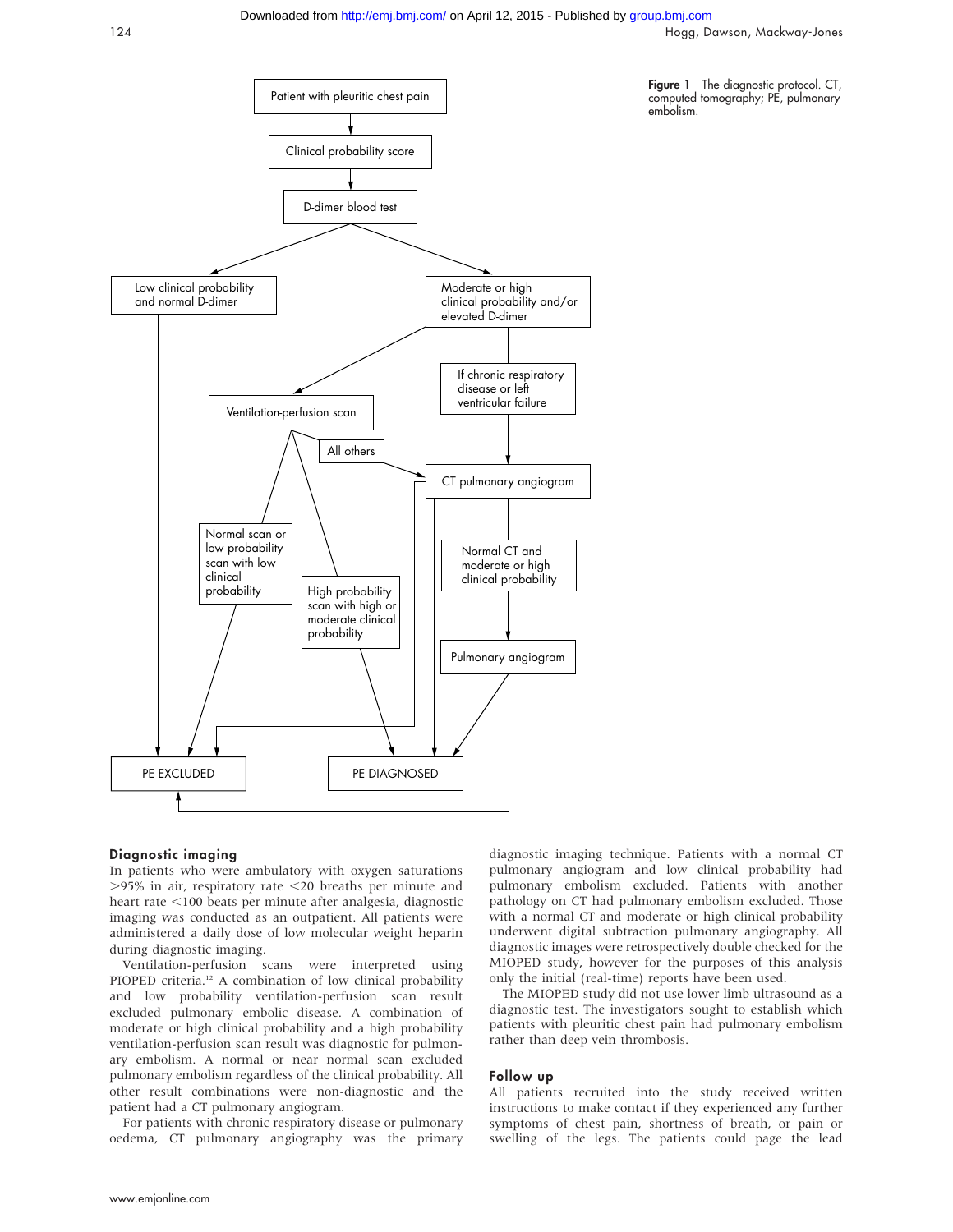Figure 1 The diagnostic protocol. CT, computed tomography; PE, pulmonary embolism.

### Diagnostic imaging

In patients who were ambulatory with oxygen saturations >95% in air, respiratory rate <20 breaths per minute and heart rate <100 beats per minute after analgesia, diagnostic imaging was conducted as an outpatient. All patients were administered a daily dose of low molecular weight heparin during diagnostic imaging.

Ventilation-perfusion scans were interpreted using PIOPED criteria.[12] A combination of low clinical probability and low probability ventilation-perfusion scan result excluded pulmonary embolic disease. A combination of moderate or high clinical probability and a high probability ventilation-perfusion scan result was diagnostic for pulmonary embolism. A normal or near normal scan excluded pulmonary embolism regardless of the clinical probability. All other result combinations were non-diagnostic and the patient had a CT pulmonary angiogram.

For patients with chronic respiratory disease or pulmonary oedema, CT pulmonary angiography was the primary diagnostic imaging technique. Patients with a normal CT pulmonary angiogram and low clinical probability had pulmonary embolism excluded. Patients with another pathology on CT had pulmonary embolism excluded. Those with a normal CT and moderate or high clinical probability underwent digital subtraction pulmonary angiography. All diagnostic images were retrospectively double checked for the MIOPED study, however for the purposes of this analysis only the initial (real-time) reports have been used.

The MIOPED study did not use lower limb ultrasound as a diagnostic test. The investigators sought to establish which patients with pleuritic chest pain had pulmonary embolism rather than deep vein thrombosis.

### Follow up

All patients recruited into the study received written instructions to make contact if they experienced any further symptoms of chest pain, shortness of breath, or pain or swelling of the legs. The patients could page the lead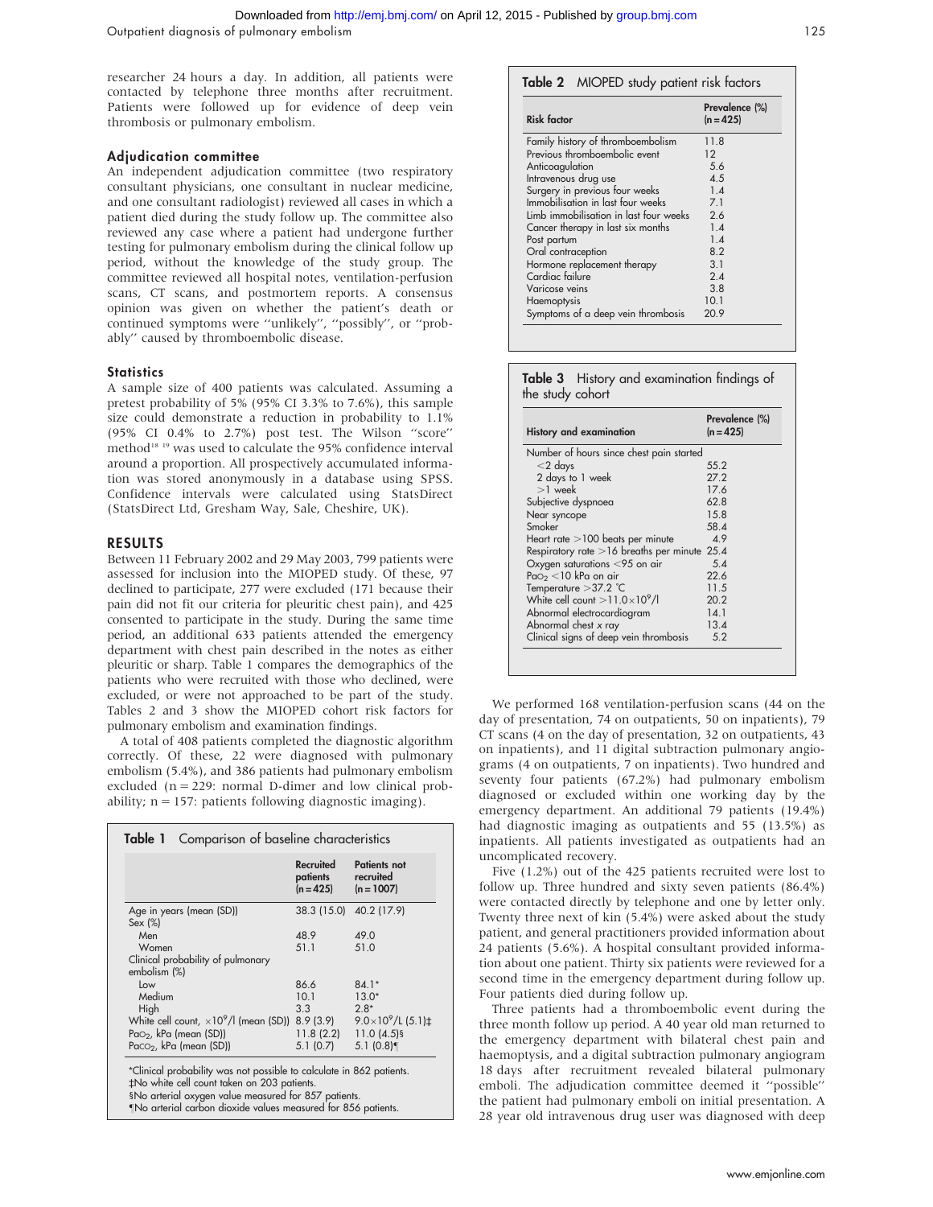researcher 24 hours a day. In addition, all patients were contacted by telephone three months after recruitment. Patients were followed up for evidence of deep vein thrombosis or pulmonary embolism.

### Adjudication committee

An independent adjudication committee (two respiratory consultant physicians, one consultant in nuclear medicine, and one consultant radiologist) reviewed all cases in which a patient died during the study follow up. The committee also reviewed any case where a patient had undergone further testing for pulmonary embolism during the clinical follow up period, without the knowledge of the study group. The committee reviewed all hospital notes, ventilation-perfusion scans, CT scans, and postmortem reports. A consensus opinion was given on whether the patient's death or continued symptoms were "unlikely", "possibly", or "probably" caused by thromboembolic disease.

### Statistics

A sample size of 400 patients was calculated. Assuming a pretest probability of 5% (95% CI 3.3% to 7.6%), this sample size could demonstrate a reduction in probability to 1.1% (95% CI 0.4% to 2.7%) post test. The Wilson "score" method[18 19] was used to calculate the 95% confidence interval around a proportion. All prospectively accumulated information was stored anonymously in a database using SPSS. Confidence intervals were calculated using StatsDirect (StatsDirect Ltd, Gresham Way, Sale, Cheshire, UK).

## RESULTS

Between 11 February 2002 and 29 May 2003, 799 patients were assessed for inclusion into the MIOPED study. Of these, 97 declined to participate, 277 were excluded (171 because their pain did not fit our criteria for pleuritic chest pain), and 425 consented to participate in the study. During the same time period, an additional 633 patients attended the emergency department with chest pain described in the notes as either pleuritic or sharp. Table 1 compares the demographics of the patients who were recruited with those who declined, were excluded, or were not approached to be part of the study. Tables 2 and 3 show the MIOPED cohort risk factors for pulmonary embolism and examination findings.

A total of 408 patients completed the diagnostic algorithm correctly. Of these, 22 were diagnosed with pulmonary embolism (5.4%), and 386 patients had pulmonary embolism excluded (n = 229: normal D-dimer and low clinical probability; n = 157: patients following diagnostic imaging).

**Table 1** Comparison of baseline characteristics

| | Recruited patients (n = 425) | Patients not recruited (n = 1007) |
|---|---|---|
| Age in years (mean (SD)) | 38.3 (15.0) | 40.2 (17.9) |
| Sex (%) | | |
| Men | 48.9 | 49.0 |
| Women | 51.1 | 51.0 |
| Clinical probability of pulmonary embolism (%) | | |
| Low | 86.6 | 84.1* |
| Medium | 10.1 | 13.0* |
| High | 3.3 | 2.8* |
| White cell count, $\times10^9$/l (mean (SD)) | 8.9 (3.9) | $9.0\times10^9$/L (5.1)‡ |
| $Pa_{O_2}$, kPa (mean (SD)) | 11.8 (2.2) | 11.0 (4.5)§ |
| $Pa_{CO_2}$, kPa (mean (SD)) | 5.1 (0.7) | 5.1 (0.8)¶ |

*Clinical probability was not possible to calculate in 862 patients.
‡No white cell count taken on 203 patients.
§No arterial oxygen value measured for 857 patients.
¶No arterial carbon dioxide values measured for 856 patients.

**Table 2** MIOPED study patient risk factors

| Risk factor | Prevalence (%) (n = 425) |
|---|---|
| Family history of thromboembolism | 11.8 |
| Previous thromboembolic event | 12 |
| Anticoagulation | 5.6 |
| Intravenous drug use | 4.5 |
| Surgery in previous four weeks | 1.4 |
| Immobilisation in last four weeks | 7.1 |
| Limb immobilisation in last four weeks | 2.6 |
| Cancer therapy in last six months | 1.4 |
| Post partum | 1.4 |
| Oral contraception | 8.2 |
| Hormone replacement therapy | 3.1 |
| Cardiac failure | 2.4 |
| Varicose veins | 3.8 |
| Haemoptysis | 10.1 |
| Symptoms of a deep vein thrombosis | 20.9 |

**Table 3** History and examination findings of the study cohort

| History and examination | Prevalence (%) (n = 425) |
|---|---|
| Number of hours since chest pain started | |
| <2 days | 55.2 |
| 2 days to 1 week | 27.2 |
| >1 week | 17.6 |
| Subjective dyspnoea | 62.8 |
| Near syncope | 15.8 |
| Smoker | 58.4 |
| Heart rate >100 beats per minute | 4.9 |
| Respiratory rate >16 breaths per minute | 25.4 |
| Oxygen saturations <95 on air | 5.4 |
| $Pa_{O_2}$ <10 kPa on air | 22.6 |
| Temperature >37.2 °C | 11.5 |
| White cell count $>11.0\times10^9$/l | 20.2 |
| Abnormal electrocardiogram | 14.1 |
| Abnormal chest *x* ray | 13.4 |
| Clinical signs of deep vein thrombosis | 5.2 |

We performed 168 ventilation-perfusion scans (44 on the day of presentation, 74 on outpatients, 50 on inpatients), 79 CT scans (4 on the day of presentation, 32 on outpatients, 43 on inpatients), and 11 digital subtraction pulmonary angiograms (4 on outpatients, 7 on inpatients). Two hundred and seventy four patients (67.2%) had pulmonary embolism diagnosed or excluded within one working day by the emergency department. An additional 79 patients (19.4%) had diagnostic imaging as outpatients and 55 (13.5%) as inpatients. All patients investigated as outpatients had an uncomplicated recovery.

Five (1.2%) out of the 425 patients recruited were lost to follow up. Three hundred and sixty seven patients (86.4%) were contacted directly by telephone and one by letter only. Twenty three next of kin (5.4%) were asked about the study patient, and general practitioners provided information about 24 patients (5.6%). A hospital consultant provided information about one patient. Thirty six patients were reviewed for a second time in the emergency department during follow up. Four patients died during follow up.

Three patients had a thromboembolic event during the three month follow up period. A 40 year old man returned to the emergency department with bilateral chest pain and haemoptysis, and a digital subtraction pulmonary angiogram 18 days after recruitment revealed bilateral pulmonary emboli. The adjudication committee deemed it "possible" the patient had pulmonary emboli on initial presentation. A 28 year old intravenous drug user was diagnosed with deep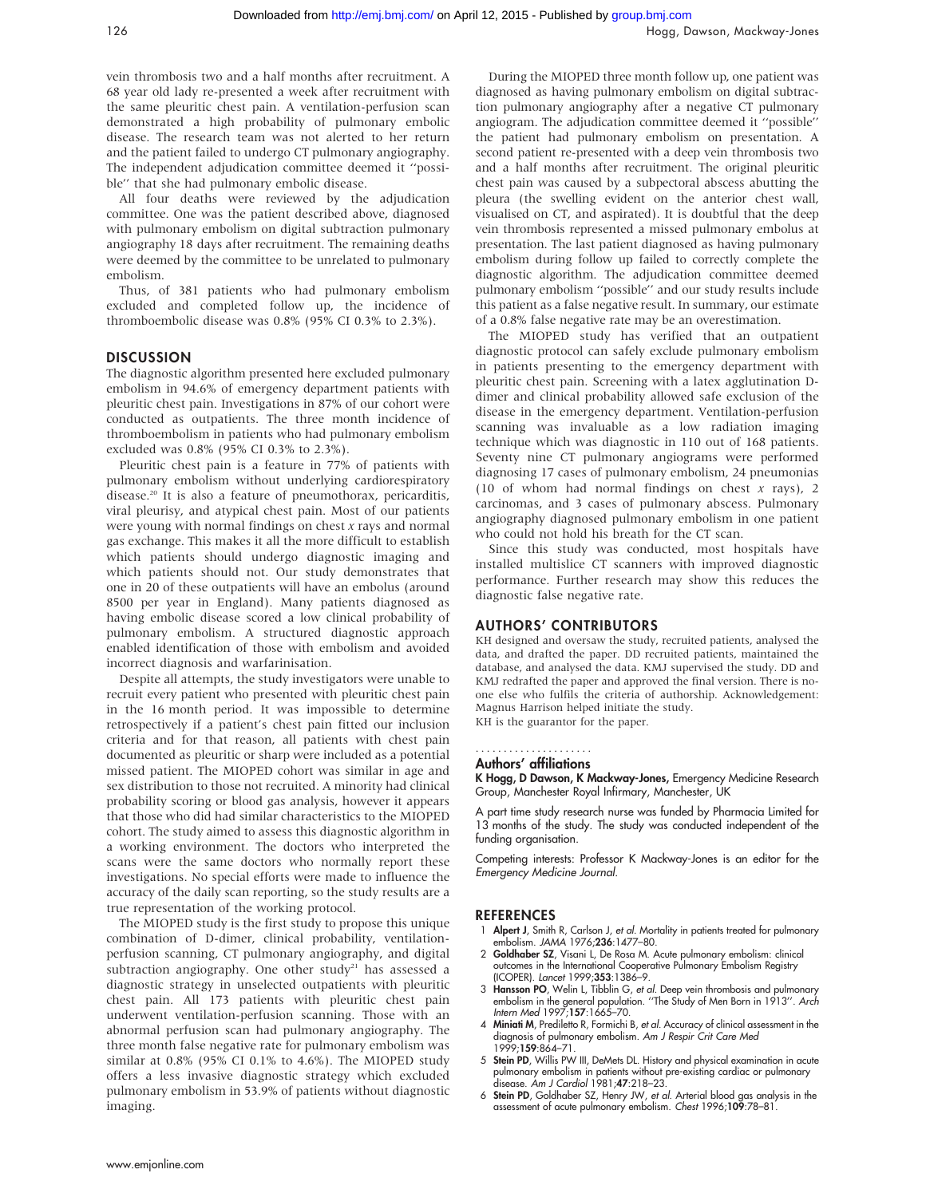vein thrombosis two and a half months after recruitment. A 68 year old lady re-presented a week after recruitment with the same pleuritic chest pain. A ventilation-perfusion scan demonstrated a high probability of pulmonary embolic disease. The research team was not alerted to her return and the patient failed to undergo CT pulmonary angiography. The independent adjudication committee deemed it ''possible'' that she had pulmonary embolic disease.

All four deaths were reviewed by the adjudication committee. One was the patient described above, diagnosed with pulmonary embolism on digital subtraction pulmonary angiography 18 days after recruitment. The remaining deaths were deemed by the committee to be unrelated to pulmonary embolism.

Thus, of 381 patients who had pulmonary embolism excluded and completed follow up, the incidence of thromboembolic disease was 0.8% (95% CI 0.3% to 2.3%).

## DISCUSSION

The diagnostic algorithm presented here excluded pulmonary embolism in 94.6% of emergency department patients with pleuritic chest pain. Investigations in 87% of our cohort were conducted as outpatients. The three month incidence of thromboembolism in patients who had pulmonary embolism excluded was 0.8% (95% CI 0.3% to 2.3%).

Pleuritic chest pain is a feature in 77% of patients with pulmonary embolism without underlying cardiorespiratory disease.[20] It is also a feature of pneumothorax, pericarditis, viral pleurisy, and atypical chest pain. Most of our patients were young with normal findings on chest *x* rays and normal gas exchange. This makes it all the more difficult to establish which patients should undergo diagnostic imaging and which patients should not. Our study demonstrates that one in 20 of these outpatients will have an embolus (around 8500 per year in England). Many patients diagnosed as having embolic disease scored a low clinical probability of pulmonary embolism. A structured diagnostic approach enabled identification of those with embolism and avoided incorrect diagnosis and warfarinisation.

Despite all attempts, the study investigators were unable to recruit every patient who presented with pleuritic chest pain in the 16 month period. It was impossible to determine retrospectively if a patient's chest pain fitted our inclusion criteria and for that reason, all patients with chest pain documented as pleuritic or sharp were included as a potential missed patient. The MIOPED cohort was similar in age and sex distribution to those not recruited. A minority had clinical probability scoring or blood gas analysis, however it appears that those who did had similar characteristics to the MIOPED cohort. The study aimed to assess this diagnostic algorithm in a working environment. The doctors who interpreted the scans were the same doctors who normally report these investigations. No special efforts were made to influence the accuracy of the daily scan reporting, so the study results are a true representation of the working protocol.

The MIOPED study is the first study to propose this unique combination of D-dimer, clinical probability, ventilation-perfusion scanning, CT pulmonary angiography, and digital subtraction angiography. One other study[21] has assessed a diagnostic strategy in unselected outpatients with pleuritic chest pain. All 173 patients with pleuritic chest pain underwent ventilation-perfusion scanning. Those with an abnormal perfusion scan had pulmonary angiography. The three month false negative rate for pulmonary embolism was similar at 0.8% (95% CI 0.1% to 4.6%). The MIOPED study offers a less invasive diagnostic strategy which excluded pulmonary embolism in 53.9% of patients without diagnostic imaging.

During the MIOPED three month follow up, one patient was diagnosed as having pulmonary embolism on digital subtraction pulmonary angiography after a negative CT pulmonary angiogram. The adjudication committee deemed it ''possible'' the patient had pulmonary embolism on presentation. A second patient re-presented with a deep vein thrombosis two and a half months after recruitment. The original pleuritic chest pain was caused by a subpectoral abscess abutting the pleura (the swelling evident on the anterior chest wall, visualised on CT, and aspirated). It is doubtful that the deep vein thrombosis represented a missed pulmonary embolus at presentation. The last patient diagnosed as having pulmonary embolism during follow up failed to correctly complete the diagnostic algorithm. The adjudication committee deemed pulmonary embolism ''possible'' and our study results include this patient as a false negative result. In summary, our estimate of a 0.8% false negative rate may be an overestimation.

The MIOPED study has verified that an outpatient diagnostic protocol can safely exclude pulmonary embolism in patients presenting to the emergency department with pleuritic chest pain. Screening with a latex agglutination D-dimer and clinical probability allowed safe exclusion of the disease in the emergency department. Ventilation-perfusion scanning was invaluable as a low radiation imaging technique which was diagnostic in 110 out of 168 patients. Seventy nine CT pulmonary angiograms were performed diagnosing 17 cases of pulmonary embolism, 24 pneumonias (10 of whom had normal findings on chest *x* rays), 2 carcinomas, and 3 cases of pulmonary abscess. Pulmonary angiography diagnosed pulmonary embolism in one patient who could not hold his breath for the CT scan.

Since this study was conducted, most hospitals have installed multislice CT scanners with improved diagnostic performance. Further research may show this reduces the diagnostic false negative rate.

## AUTHORS' CONTRIBUTORS

KH designed and oversaw the study, recruited patients, analysed the data, and drafted the paper. DD recruited patients, maintained the database, and analysed the data. KMJ supervised the study. DD and KMJ redrafted the paper and approved the final version. There is no-one else who fulfils the criteria of authorship. Acknowledgement: Magnus Harrison helped initiate the study.
KH is the guarantor for the paper.

### Authors' affiliations

**K Hogg, D Dawson, K Mackway-Jones,** Emergency Medicine Research Group, Manchester Royal Infirmary, Manchester, UK

A part time study research nurse was funded by Pharmacia Limited for 13 months of the study. The study was conducted independent of the funding organisation.

Competing interests: Professor K Mackway-Jones is an editor for the *Emergency Medicine Journal.*

## REFERENCES

1. **Alpert J**, Smith R, Carlson J, *et al.* Mortality in patients treated for pulmonary embolism. *JAMA* 1976;**236**:1477–80.
2. **Goldhaber SZ**, Visani L, De Rosa M. Acute pulmonary embolism: clinical outcomes in the International Cooperative Pulmonary Embolism Registry (ICOPER). *Lancet* 1999;**353**:1386–9.
3. **Hansson PO**, Welin L, Tibblin G, *et al.* Deep vein thrombosis and pulmonary embolism in the general population. ''The Study of Men Born in 1913''. *Arch Intern Med* 1997;**157**:1665–70.
4. **Miniati M**, Prediletto R, Formichi B, *et al.* Accuracy of clinical assessment in the diagnosis of pulmonary embolism. *Am J Respir Crit Care Med* 1999;**159**:864–71.
5. **Stein PD**, Willis PW III, DeMets DL. History and physical examination in acute pulmonary embolism in patients without pre-existing cardiac or pulmonary disease. *Am J Cardiol* 1981;**47**:218–23.
6. **Stein PD**, Goldhaber SZ, Henry JW, *et al.* Arterial blood gas analysis in the assessment of acute pulmonary embolism. *Chest* 1996;**109**:78–81.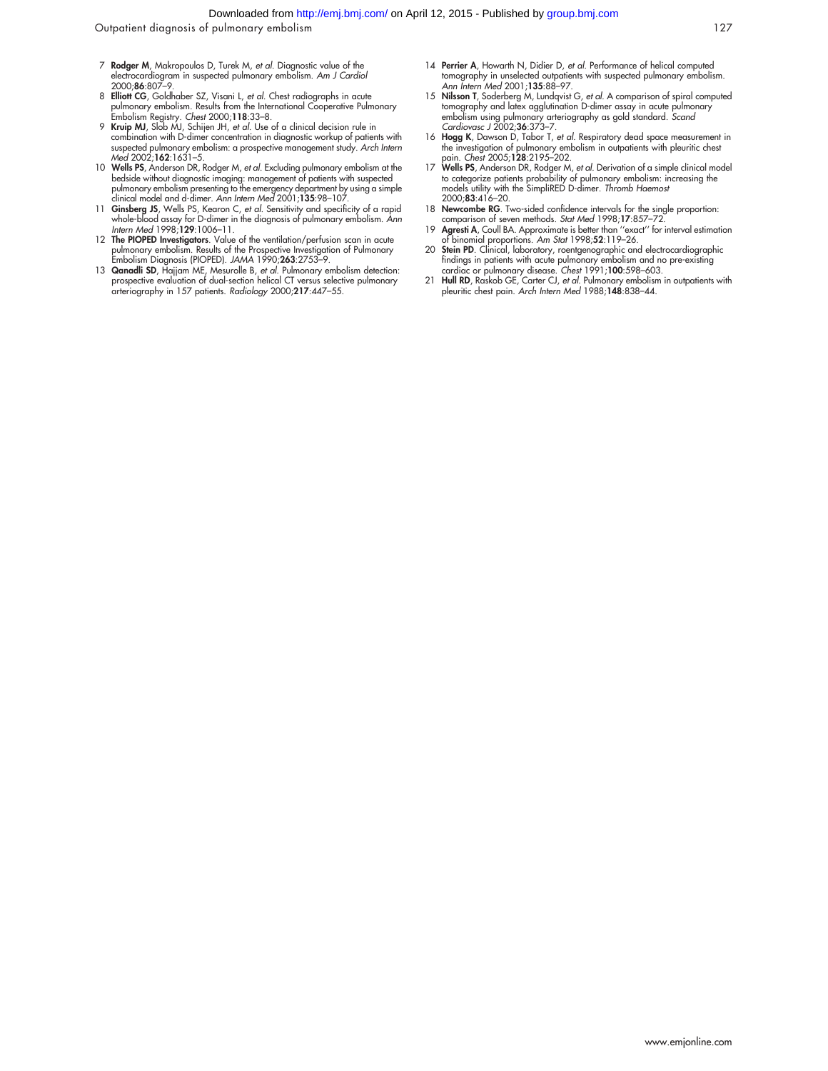7 **Rodger M**, Makropoulos D, Turek M, *et al*. Diagnostic value of the electrocardiogram in suspected pulmonary embolism. *Am J Cardiol* 2000;**86**:807–9.

8 **Elliott CG**, Goldhaber SZ, Visani L, *et al*. Chest radiographs in acute pulmonary embolism. Results from the International Cooperative Pulmonary Embolism Registry. *Chest* 2000;**118**:33–8.

9 **Kruip MJ**, Slob MJ, Schijen JH, *et al*. Use of a clinical decision rule in combination with D-dimer concentration in diagnostic workup of patients with suspected pulmonary embolism: a prospective management study. *Arch Intern Med* 2002;**162**:1631–5.

10 **Wells PS**, Anderson DR, Rodger M, *et al*. Excluding pulmonary embolism at the bedside without diagnostic imaging: management of patients with suspected pulmonary embolism presenting to the emergency department by using a simple clinical model and d-dimer. *Ann Intern Med* 2001;**135**:98–107.

11 **Ginsberg JS**, Wells PS, Kearon C, *et al*. Sensitivity and specificity of a rapid whole-blood assay for D-dimer in the diagnosis of pulmonary embolism. *Ann Intern Med* 1998;**129**:1006–11.

12 **The PIOPED Investigators**. Value of the ventilation/perfusion scan in acute pulmonary embolism. Results of the Prospective Investigation of Pulmonary Embolism Diagnosis (PIOPED). *JAMA* 1990;**263**:2753–9.

13 **Qanadli SD**, Hajjam ME, Mesurolle B, *et al*. Pulmonary embolism detection: prospective evaluation of dual-section helical CT versus selective pulmonary arteriography in 157 patients. *Radiology* 2000;**217**:447–55.

14 **Perrier A**, Howarth N, Didier D, *et al*. Performance of helical computed tomography in unselected outpatients with suspected pulmonary embolism. *Ann Intern Med* 2001;**135**:88–97.

15 **Nilsson T**, Soderberg M, Lundqvist G, *et al*. A comparison of spiral computed tomography and latex agglutination D-dimer assay in acute pulmonary embolism using pulmonary arteriography as gold standard. *Scand Cardiovasc J* 2002;**36**:373–7.

16 **Hogg K**, Dawson D, Tabor T, *et al*. Respiratory dead space measurement in the investigation of pulmonary embolism in outpatients with pleuritic chest pain. *Chest* 2005;**128**:2195–202.

17 **Wells PS**, Anderson DR, Rodger M, *et al*. Derivation of a simple clinical model to categorize patients probability of pulmonary embolism: increasing the models utility with the SimpliRED D-dimer. *Thromb Haemost* 2000;**83**:416–20.

18 **Newcombe RG**. Two-sided confidence intervals for the single proportion: comparison of seven methods. *Stat Med* 1998;**17**:857–72.

19 **Agresti A**, Coull BA. Approximate is better than ''exact'' for interval estimation of binomial proportions. *Am Stat* 1998;**52**:119–26.

20 **Stein PD**. Clinical, laboratory, roentgenographic and electrocardiographic findings in patients with acute pulmonary embolism and no pre-existing cardiac or pulmonary disease. *Chest* 1991;**100**:598–603.

21 **Hull RD**, Raskob GE, Carter CJ, *et al*. Pulmonary embolism in outpatients with pleuritic chest pain. *Arch Intern Med* 1988;**148**:838–44.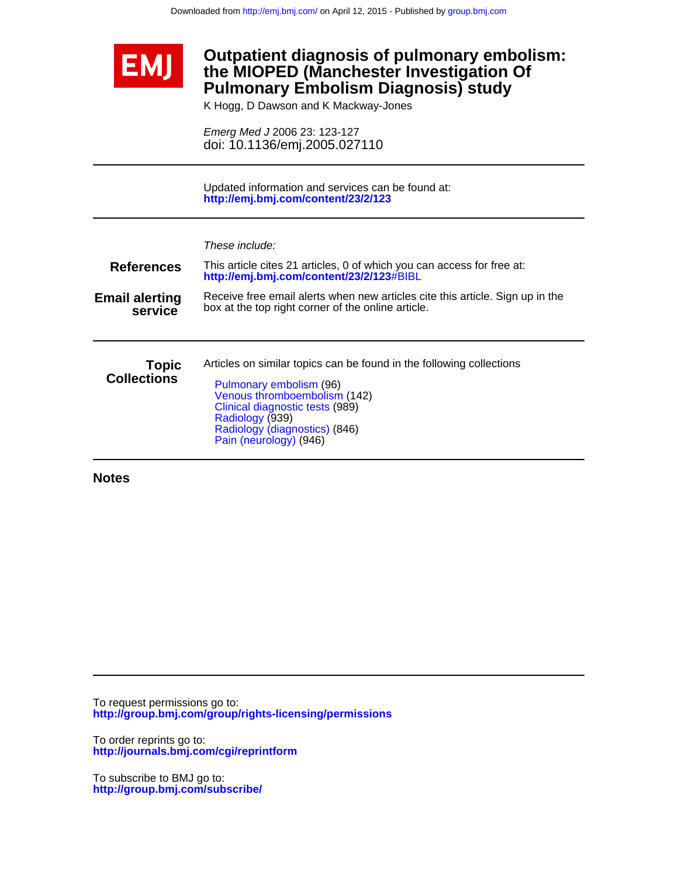Downloaded from http://emj.bmj.com/ on April 12, 2015 - Published by group.bmj.com

EMJ

# Outpatient diagnosis of pulmonary embolism: the MIOPED (Manchester Investigation Of Pulmonary Embolism Diagnosis) study

K Hogg, D Dawson and K Mackway-Jones

*Emerg Med J* 2006 23: 123-127
doi: 10.1136/emj.2005.027110

Updated information and services can be found at:
**http://emj.bmj.com/content/23/2/123**

*These include:*

**References**

This article cites 21 articles, 0 of which you can access for free at:
**http://emj.bmj.com/content/23/2/123**#BIBL

**Email alerting service**

Receive free email alerts when new articles cite this article. Sign up in the box at the top right corner of the online article.

**Topic Collections**

Articles on similar topics can be found in the following collections

- Pulmonary embolism (96)
- Venous thromboembolism (142)
- Clinical diagnostic tests (989)
- Radiology (939)
- Radiology (diagnostics) (846)
- Pain (neurology) (946)

## Notes

To request permissions go to:
**http://group.bmj.com/group/rights-licensing/permissions**

To order reprints go to:
**http://journals.bmj.com/cgi/reprintform**

To subscribe to BMJ go to:
**http://group.bmj.com/subscribe/**